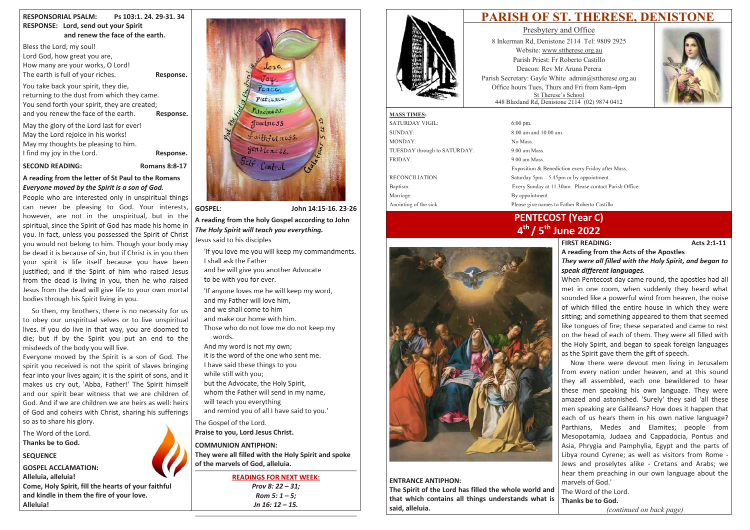# PARISH OF ST. THERESE, DENISTONE

Presbytery and Office

8 Inkerman Rd, Denistone 2114 Tel: 9809 2925

Website: www.sttherese.org.au

Parish Priest: Fr Roberto Castillo

Deacon: Rev Mr Aruna Perera

Parish Secretary: Gayle White admin@sttherese.org.au

Office hours Tues, Thurs and Fri from 8am-4pm

St Therese's School

448 Blaxland Rd, Denistone 2114 (02) 9874 0412

**MASS TIMES:**

| | |
|---|---|
| SATURDAY VIGIL: | 6:00 pm. |
| SUNDAY: | 8:00 am and 10.00 am. |
| MONDAY: | No Mass. |
| TUESDAY through to SATURDAY: | 9.00 am Mass. |
| FRIDAY: | 9.00 am Mass. |
| | Exposition & Benediction every Friday after Mass. |
| RECONCILIATION: | Saturday 5pm – 5.45pm or by appointment. |
| Baptism: | Every Sunday at 11.30am. Please contact Parish Office. |
| Marriage: | By appointment. |
| Anointing of the sick: | Please give names to Father Roberto Castillo. |

## PENTECOST (Year C)
## 4th / 5th June 2022

**ENTRANCE ANTIPHON:**
**The Spirit of the Lord has filled the whole world and that which contains all things understands what is said, alleluia.**

**FIRST READING:** **Acts 2:1-11**

**A reading from the Acts of the Apostles**
***They were all filled with the Holy Spirit, and began to speak different languages.***

When Pentecost day came round, the apostles had all met in one room, when suddenly they heard what sounded like a powerful wind from heaven, the noise of which filled the entire house in which they were sitting; and something appeared to them that seemed like tongues of fire; these separated and came to rest on the head of each of them. They were all filled with the Holy Spirit, and began to speak foreign languages as the Spirit gave them the gift of speech.

Now there were devout men living in Jerusalem from every nation under heaven, and at this sound they all assembled, each one bewildered to hear these men speaking his own language. They were amazed and astonished. 'Surely' they said 'all these men speaking are Galileans? How does it happen that each of us hears them in his own native language? Parthians, Medes and Elamites; people from Mesopotamia, Judaea and Cappadocia, Pontus and Asia, Phrygia and Pamphylia, Egypt and the parts of Libya round Cyrene; as well as visitors from Rome - Jews and proselytes alike - Cretans and Arabs; we hear them preaching in our own language about the marvels of God.'

The Word of the Lord.
**Thanks be to God.**

*(continued on back page)*

**RESPONSORIAL PSALM:** **Ps 103:1. 24. 29-31. 34**
**RESPONSE: Lord, send out your Spirit and renew the face of the earth.**

Bless the Lord, my soul!
Lord God, how great you are,
How many are your works, O Lord!
The earth is full of your riches. **Response.**

You take back your spirit, they die,
returning to the dust from which they came.
You send forth your spirit, they are created;
and you renew the face of the earth. **Response.**

May the glory of the Lord last for ever!
May the Lord rejoice in his works!
May my thoughts be pleasing to him.
I find my joy in the Lord. **Response.**

**SECOND READING:** **Romans 8:8-17**

**A reading from the letter of St Paul to the Romans**
***Everyone moved by the Spirit is a son of God.***

People who are interested only in unspiritual things can never be pleasing to God. Your interests, however, are not in the unspiritual, but in the spiritual, since the Spirit of God has made his home in you. In fact, unless you possessed the Spirit of Christ you would not belong to him. Though your body may be dead it is because of sin, but if Christ is in you then your spirit is life itself because you have been justified; and if the Spirit of him who raised Jesus from the dead is living in you, then he who raised Jesus from the dead will give life to your own mortal bodies through his Spirit living in you.

So then, my brothers, there is no necessity for us to obey our unspiritual selves or to live unspiritual lives. If you do live in that way, you are doomed to die; but if by the Spirit you put an end to the misdeeds of the body you will live.

Everyone moved by the Spirit is a son of God. The spirit you received is not the spirit of slaves bringing fear into your lives again; it is the spirit of sons, and it makes us cry out, 'Abba, Father!' The Spirit himself and our spirit bear witness that we are children of God. And if we are children we are heirs as well: heirs of God and coheirs with Christ, sharing his sufferings so as to share his glory.

The Word of the Lord.
**Thanks be to God.**

**SEQUENCE**

**GOSPEL ACCLAMATION:**
**Alleluia, alleluia!**
**Come, Holy Spirit, fill the hearts of your faithful and kindle in them the fire of your love.**
**Alleluia!**

**GOSPEL:** **John 14:15-16. 23-26**

**A reading from the holy Gospel according to John**
***The Holy Spirit will teach you everything.***

Jesus said to his disciples

'If you love me you will keep my commandments.
I shall ask the Father
and he will give you another Advocate
to be with you for ever.

'If anyone loves me he will keep my word,
and my Father will love him,
and we shall come to him
and make our home with him.
Those who do not love me do not keep my words.
And my word is not my own;
it is the word of the one who sent me.
I have said these things to you
while still with you;
but the Advocate, the Holy Spirit,
whom the Father will send in my name,
will teach you everything
and remind you of all I have said to you.'

The Gospel of the Lord.
**Praise to you, Lord Jesus Christ.**

**COMMUNION ANTIPHON:**
**They were all filled with the Holy Spirit and spoke of the marvels of God, alleluia.**

**READINGS FOR NEXT WEEK:**
*Prov 8: 22 – 31;*
*Rom 5: 1 – 5;*
*Jn 16: 12 – 15.*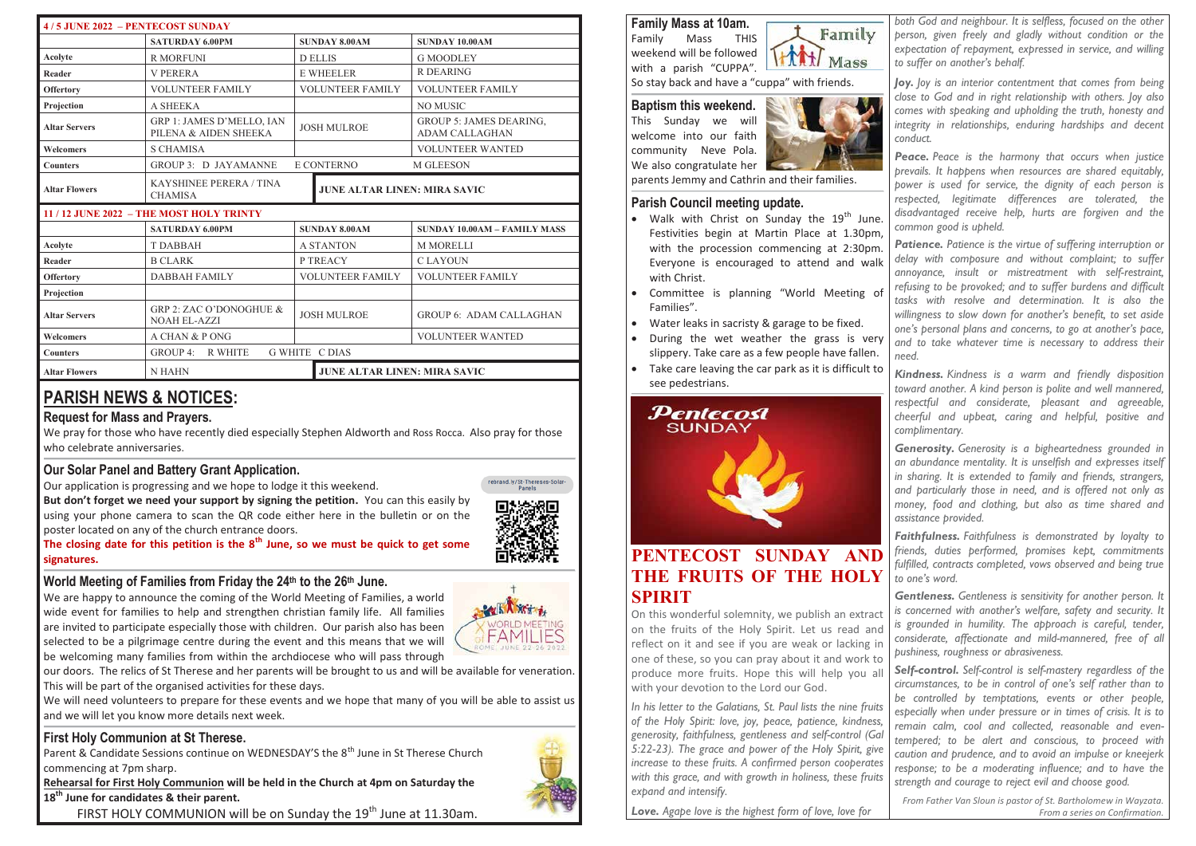| 4 / 5 JUNE 2022 – PENTECOST SUNDAY | | | |
|---|---|---|---|
| | SATURDAY 6.00PM | SUNDAY 8.00AM | SUNDAY 10.00AM |
| Acolyte | R MORFUNI | D ELLIS | G MOODLEY |
| Reader | V PERERA | E WHEELER | R DEARING |
| Offertory | VOLUNTEER FAMILY | VOLUNTEER FAMILY | VOLUNTEER FAMILY |
| Projection | A SHEEKA | | NO MUSIC |
| Altar Servers | GRP 1: JAMES D'MELLO, IAN PILENA & AIDEN SHEEKA | JOSH MULROE | GROUP 5: JAMES DEARING, ADAM CALLAGHAN |
| Welcomers | S CHAMISA | | VOLUNTEER WANTED |
| Counters | GROUP 3: D JAYAMANNE | E CONTERNO | M GLEESON |
| Altar Flowers | KAYSHINEE PERERA / TINA CHAMISA | JUNE ALTAR LINEN: MIRA SAVIC | |

| 11 / 12 JUNE 2022 – THE MOST HOLY TRINTY | | | |
|---|---|---|---|
| | SATURDAY 6.00PM | SUNDAY 8.00AM | SUNDAY 10.00AM – FAMILY MASS |
| Acolyte | T DABBAH | A STANTON | M MORELLI |
| Reader | B CLARK | P TREACY | C LAYOUN |
| Offertory | DABBAH FAMILY | VOLUNTEER FAMILY | VOLUNTEER FAMILY |
| Projection | | | |
| Altar Servers | GRP 2: ZAC O'DONOGHUE & NOAH EL-AZZI | JOSH MULROE | GROUP 6: ADAM CALLAGHAN |
| Welcomers | A CHAN & P ONG | | VOLUNTEER WANTED |
| Counters | GROUP 4: R WHITE | G WHITE C DIAS | |
| Altar Flowers | N HAHN | JUNE ALTAR LINEN: MIRA SAVIC | |

# PARISH NEWS & NOTICES:

## Request for Mass and Prayers.

We pray for those who have recently died especially Stephen Aldworth and Ross Rocca. Also pray for those who celebrate anniversaries.

## Our Solar Panel and Battery Grant Application.

Our application is progressing and we hope to lodge it this weekend.

**But don't forget we need your support by signing the petition.** You can this easily by using your phone camera to scan the QR code either here in the bulletin or on the poster located on any of the church entrance doors.

rebrand.ly/St-Thereses-Solar-Panels

**The closing date for this petition is the 8th June, so we must be quick to get some signatures.**

## World Meeting of Families from Friday the 24th to the 26th June.

We are happy to announce the coming of the World Meeting of Families, a world wide event for families to help and strengthen christian family life. All families are invited to participate especially those with children. Our parish also has been selected to be a pilgrimage centre during the event and this means that we will be welcoming many families from within the archdiocese who will pass through our doors. The relics of St Therese and her parents will be brought to us and will be available for veneration. This will be part of the organised activities for these days.

We will need volunteers to prepare for these events and we hope that many of you will be able to assist us and we will let you know more details next week.

## First Holy Communion at St Therese.

Parent & Candidate Sessions continue on WEDNESDAY'S the 8th June in St Therese Church commencing at 7pm sharp.

**Rehearsal for First Holy Communion will be held in the Church at 4pm on Saturday the 18th June for candidates & their parent.**

FIRST HOLY COMMUNION will be on Sunday the 19th June at 11.30am.

## Family Mass at 10am.

Family Mass THIS weekend will be followed with a parish "CUPPA". So stay back and have a "cuppa" with friends.

## Baptism this weekend.

This Sunday we will welcome into our faith community Neve Pola. We also congratulate her parents Jemmy and Cathrin and their families.

## Parish Council meeting update.

- Walk with Christ on Sunday the 19th June. Festivities begin at Martin Place at 1.30pm, with the procession commencing at 2:30pm. Everyone is encouraged to attend and walk with Christ.
- Committee is planning "World Meeting of Families".
- Water leaks in sacristy & garage to be fixed.
- During the wet weather the grass is very slippery. Take care as a few people have fallen.
- Take care leaving the car park as it is difficult to see pedestrians.

Pentecost SUNDAY

# PENTECOST SUNDAY AND THE FRUITS OF THE HOLY SPIRIT

On this wonderful solemnity, we publish an extract on the fruits of the Holy Spirit. Let us read and reflect on it and see if you are weak or lacking in one of these, so you can pray about it and work to produce more fruits. Hope this will help you all with your devotion to the Lord our God.

*In his letter to the Galatians, St. Paul lists the nine fruits of the Holy Spirit: love, joy, peace, patience, kindness, generosity, faithfulness, gentleness and self-control (Gal 5:22-23). The grace and power of the Holy Spirit, give increase to these fruits. A confirmed person cooperates with this grace, and with growth in holiness, these fruits expand and intensify.*

***Love.*** *Agape love is the highest form of love, love for both God and neighbour. It is selfless, focused on the other person, given freely and gladly without condition or the expectation of repayment, expressed in service, and willing to suffer on another's behalf.*

***Joy.*** *Joy is an interior contentment that comes from being close to God and in right relationship with others. Joy also comes with speaking and upholding the truth, honesty and integrity in relationships, enduring hardships and decent conduct.*

***Peace.*** *Peace is the harmony that occurs when justice prevails. It happens when resources are shared equitably, power is used for service, the dignity of each person is respected, legitimate differences are tolerated, the disadvantaged receive help, hurts are forgiven and the common good is upheld.*

***Patience.*** *Patience is the virtue of suffering interruption or delay with composure and without complaint; to suffer annoyance, insult or mistreatment with self-restraint, refusing to be provoked; and to suffer burdens and difficult tasks with resolve and determination. It is also the willingness to slow down for another's benefit, to set aside one's personal plans and concerns, to go at another's pace, and to take whatever time is necessary to address their need.*

***Kindness.*** *Kindness is a warm and friendly disposition toward another. A kind person is polite and well mannered, respectful and considerate, pleasant and agreeable, cheerful and upbeat, caring and helpful, positive and complimentary.*

***Generosity.*** *Generosity is a bigheartedness grounded in an abundance mentality. It is unselfish and expresses itself in sharing. It is extended to family and friends, strangers, and particularly those in need, and is offered not only as money, food and clothing, but also as time shared and assistance provided.*

***Faithfulness.*** *Faithfulness is demonstrated by loyalty to friends, duties performed, promises kept, commitments fulfilled, contracts completed, vows observed and being true to one's word.*

***Gentleness.*** *Gentleness is sensitivity for another person. It is concerned with another's welfare, safety and security. It is grounded in humility. The approach is careful, tender, considerate, affectionate and mild-mannered, free of all pushiness, roughness or abrasiveness.*

***Self-control.*** *Self-control is self-mastery regardless of the circumstances, to be in control of one's self rather than to be controlled by temptations, events or other people, especially when under pressure or in times of crisis. It is to remain calm, cool and collected, reasonable and even-tempered; to be alert and conscious, to proceed with caution and prudence, and to avoid an impulse or kneejerk response; to be a moderating influence; and to have the strength and courage to reject evil and choose good.*

*From Father Van Sloun is pastor of St. Bartholomew in Wayzata. From a series on Confirmation.*